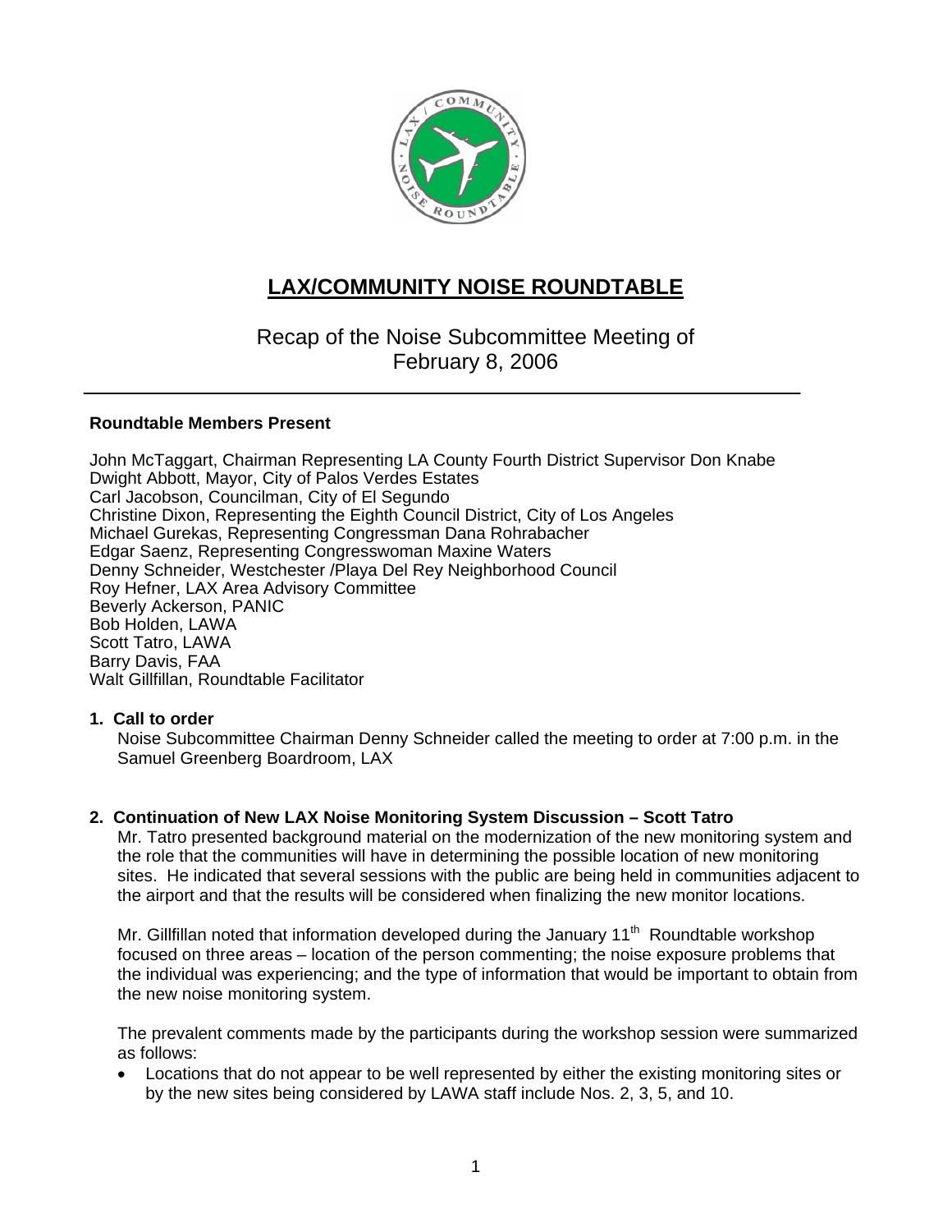# LAX/COMMUNITY NOISE ROUNDTABLE

## Recap of the Noise Subcommittee Meeting of February 8, 2006

**Roundtable Members Present**

John McTaggart, Chairman Representing LA County Fourth District Supervisor Don Knabe
Dwight Abbott, Mayor, City of Palos Verdes Estates
Carl Jacobson, Councilman, City of El Segundo
Christine Dixon, Representing the Eighth Council District, City of Los Angeles
Michael Gurekas, Representing Congressman Dana Rohrabacher
Edgar Saenz, Representing Congresswoman Maxine Waters
Denny Schneider, Westchester /Playa Del Rey Neighborhood Council
Roy Hefner, LAX Area Advisory Committee
Beverly Ackerson, PANIC
Bob Holden, LAWA
Scott Tatro, LAWA
Barry Davis, FAA
Walt Gillfillan, Roundtable Facilitator

**1. Call to order**

Noise Subcommittee Chairman Denny Schneider called the meeting to order at 7:00 p.m. in the Samuel Greenberg Boardroom, LAX

**2. Continuation of New LAX Noise Monitoring System Discussion – Scott Tatro**

Mr. Tatro presented background material on the modernization of the new monitoring system and the role that the communities will have in determining the possible location of new monitoring sites. He indicated that several sessions with the public are being held in communities adjacent to the airport and that the results will be considered when finalizing the new monitor locations.

Mr. Gillfillan noted that information developed during the January 11th Roundtable workshop focused on three areas – location of the person commenting; the noise exposure problems that the individual was experiencing; and the type of information that would be important to obtain from the new noise monitoring system.

The prevalent comments made by the participants during the workshop session were summarized as follows:

- Locations that do not appear to be well represented by either the existing monitoring sites or by the new sites being considered by LAWA staff include Nos. 2, 3, 5, and 10.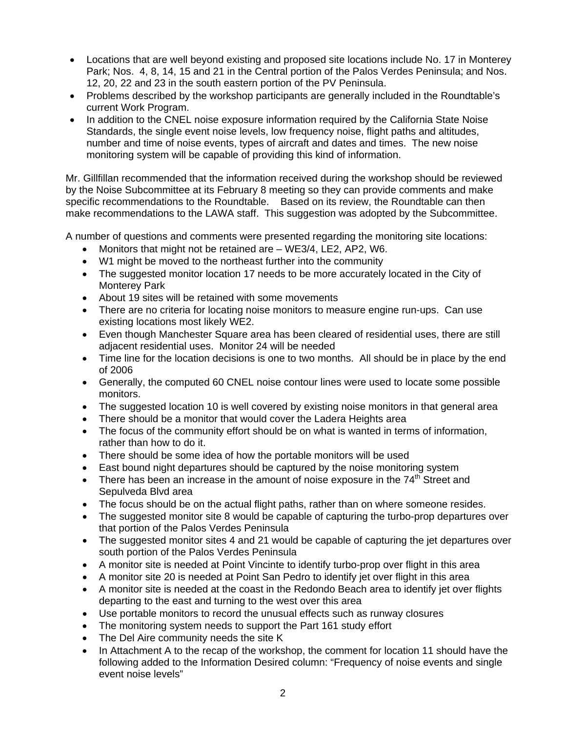- Locations that are well beyond existing and proposed site locations include No. 17 in Monterey Park; Nos. 4, 8, 14, 15 and 21 in the Central portion of the Palos Verdes Peninsula; and Nos. 12, 20, 22 and 23 in the south eastern portion of the PV Peninsula.
- Problems described by the workshop participants are generally included in the Roundtable's current Work Program.
- In addition to the CNEL noise exposure information required by the California State Noise Standards, the single event noise levels, low frequency noise, flight paths and altitudes, number and time of noise events, types of aircraft and dates and times. The new noise monitoring system will be capable of providing this kind of information.

Mr. Gillfillan recommended that the information received during the workshop should be reviewed by the Noise Subcommittee at its February 8 meeting so they can provide comments and make specific recommendations to the Roundtable. Based on its review, the Roundtable can then make recommendations to the LAWA staff. This suggestion was adopted by the Subcommittee.

A number of questions and comments were presented regarding the monitoring site locations:

- Monitors that might not be retained are – WE3/4, LE2, AP2, W6.
- W1 might be moved to the northeast further into the community
- The suggested monitor location 17 needs to be more accurately located in the City of Monterey Park
- About 19 sites will be retained with some movements
- There are no criteria for locating noise monitors to measure engine run-ups. Can use existing locations most likely WE2.
- Even though Manchester Square area has been cleared of residential uses, there are still adjacent residential uses. Monitor 24 will be needed
- Time line for the location decisions is one to two months. All should be in place by the end of 2006
- Generally, the computed 60 CNEL noise contour lines were used to locate some possible monitors.
- The suggested location 10 is well covered by existing noise monitors in that general area
- There should be a monitor that would cover the Ladera Heights area
- The focus of the community effort should be on what is wanted in terms of information, rather than how to do it.
- There should be some idea of how the portable monitors will be used
- East bound night departures should be captured by the noise monitoring system
- There has been an increase in the amount of noise exposure in the 74th Street and Sepulveda Blvd area
- The focus should be on the actual flight paths, rather than on where someone resides.
- The suggested monitor site 8 would be capable of capturing the turbo-prop departures over that portion of the Palos Verdes Peninsula
- The suggested monitor sites 4 and 21 would be capable of capturing the jet departures over south portion of the Palos Verdes Peninsula
- A monitor site is needed at Point Vincinte to identify turbo-prop over flight in this area
- A monitor site 20 is needed at Point San Pedro to identify jet over flight in this area
- A monitor site is needed at the coast in the Redondo Beach area to identify jet over flights departing to the east and turning to the west over this area
- Use portable monitors to record the unusual effects such as runway closures
- The monitoring system needs to support the Part 161 study effort
- The Del Aire community needs the site K
- In Attachment A to the recap of the workshop, the comment for location 11 should have the following added to the Information Desired column: "Frequency of noise events and single event noise levels"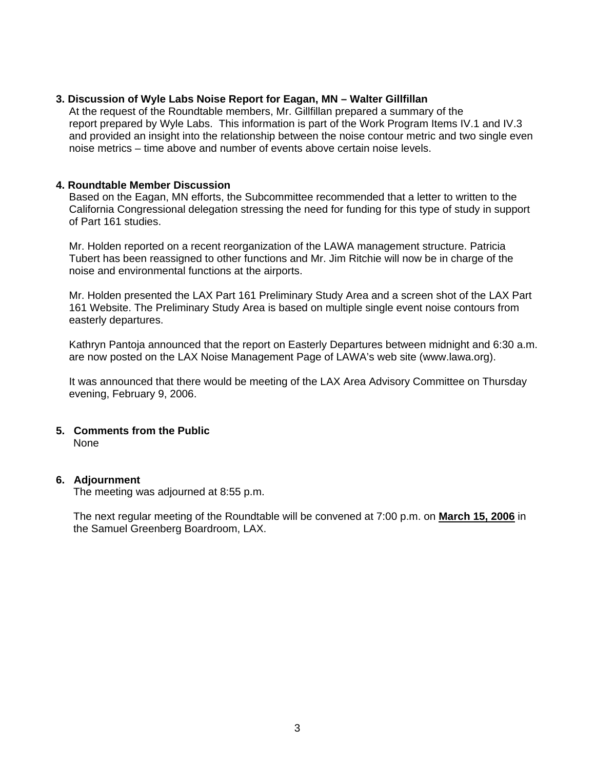**3. Discussion of Wyle Labs Noise Report for Eagan, MN – Walter Gillfillan**

At the request of the Roundtable members, Mr. Gillfillan prepared a summary of the report prepared by Wyle Labs. This information is part of the Work Program Items IV.1 and IV.3 and provided an insight into the relationship between the noise contour metric and two single even noise metrics – time above and number of events above certain noise levels.

**4. Roundtable Member Discussion**

Based on the Eagan, MN efforts, the Subcommittee recommended that a letter to written to the California Congressional delegation stressing the need for funding for this type of study in support of Part 161 studies.

Mr. Holden reported on a recent reorganization of the LAWA management structure. Patricia Tubert has been reassigned to other functions and Mr. Jim Ritchie will now be in charge of the noise and environmental functions at the airports.

Mr. Holden presented the LAX Part 161 Preliminary Study Area and a screen shot of the LAX Part 161 Website. The Preliminary Study Area is based on multiple single event noise contours from easterly departures.

Kathryn Pantoja announced that the report on Easterly Departures between midnight and 6:30 a.m. are now posted on the LAX Noise Management Page of LAWA's web site (www.lawa.org).

It was announced that there would be meeting of the LAX Area Advisory Committee on Thursday evening, February 9, 2006.

**5. Comments from the Public**

None

**6. Adjournment**

The meeting was adjourned at 8:55 p.m.

The next regular meeting of the Roundtable will be convened at 7:00 p.m. on **March 15, 2006** in the Samuel Greenberg Boardroom, LAX.